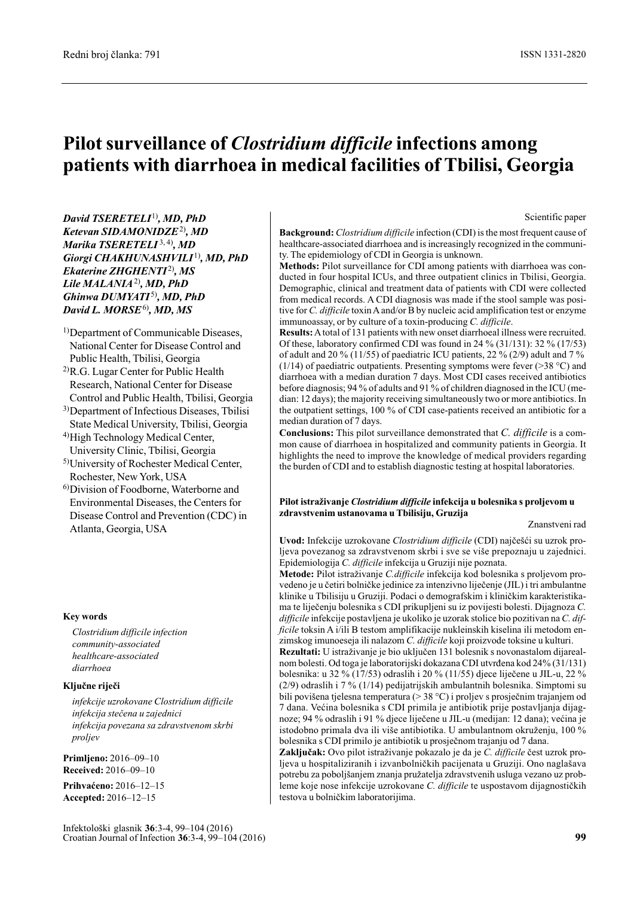Redni broj članka: 791

ISSN 1331-2820

# Pilot surveillance of *Clostridium difficile* infections among patients with diarrhoea in medical facilities of Tbilisi, Georgia

***David TSERETELI*[1], *MD, PhD***
***Ketevan SIDAMONIDZE*[2], *MD***
***Marika TSERETELI*[3, 4], *MD***
***Giorgi CHAKHUNASHVILI*[1], *MD, PhD***
***Ekaterine ZHGHENTI*[2], *MS***
***Lile MALANIA*[2], *MD, PhD***
***Ghinwa DUMYATI*[5], *MD, PhD***
***David L. MORSE*[6], *MD, MS***

[1]Department of Communicable Diseases, National Center for Disease Control and Public Health, Tbilisi, Georgia

[2]R.G. Lugar Center for Public Health Research, National Center for Disease Control and Public Health, Tbilisi, Georgia

[3]Department of Infectious Diseases, Tbilisi State Medical University, Tbilisi, Georgia

[4]High Technology Medical Center, University Clinic, Tbilisi, Georgia

[5]University of Rochester Medical Center, Rochester, New York, USA

[6]Division of Foodborne, Waterborne and Environmental Diseases, the Centers for Disease Control and Prevention (CDC) in Atlanta, Georgia, USA

Scientific paper

**Background:** *Clostridium difficile* infection (CDI) is the most frequent cause of healthcare-associated diarrhoea and is increasingly recognized in the community. The epidemiology of CDI in Georgia is unknown.

**Methods:** Pilot surveillance for CDI among patients with diarrhoea was conducted in four hospital ICUs, and three outpatient clinics in Tbilisi, Georgia. Demographic, clinical and treatment data of patients with CDI were collected from medical records. A CDI diagnosis was made if the stool sample was positive for *C. difficile* toxin A and/or B by nucleic acid amplification test or enzyme immunoassay, or by culture of a toxin-producing *C. difficile*.

**Results:** A total of 131 patients with new onset diarrhoeal illness were recruited. Of these, laboratory confirmed CDI was found in 24 % (31/131): 32 % (17/53) of adult and 20 % (11/55) of paediatric ICU patients, 22 % (2/9) adult and 7 % (1/14) of paediatric outpatients. Presenting symptoms were fever (>38 °C) and diarrhoea with a median duration 7 days. Most CDI cases received antibiotics before diagnosis; 94 % of adults and 91 % of children diagnosed in the ICU (median: 12 days); the majority receiving simultaneously two or more antibiotics. In the outpatient settings, 100 % of CDI case-patients received an antibiotic for a median duration of 7 days.

**Conclusions:** This pilot surveillance demonstrated that *C. difficile* is a common cause of diarrhoea in hospitalized and community patients in Georgia. It highlights the need to improve the knowledge of medical providers regarding the burden of CDI and to establish diagnostic testing at hospital laboratories.

**Key words**

*Clostridium difficile infection*
*community-associated*
*healthcare-associated*
*diarrhoea*

**Ključne riječi**

*infekcije uzrokovane Clostridium difficile*
*infekcija stečena u zajednici*
*infekcija povezana sa zdravstvenom skrbi*
*proljev*

**Primljeno:** 2016–09–10
**Received:** 2016–09–10

**Prihvaćeno:** 2016–12–15
**Accepted:** 2016–12–15

**Pilot istraživanje *Clostridium difficile* infekcija u bolesnika s proljevom u zdravstvenim ustanovama u Tbilisiju, Gruzija**

Znanstveni rad

**Uvod:** Infekcije uzrokovane *Clostridium difficile* (CDI) najčešći su uzrok proljeva povezanog sa zdravstvenom skrbi i sve se više prepoznaju u zajednici. Epidemiologija *C. difficile* infekcija u Gruziji nije poznata.

**Metode:** Pilot istraživanje *C.difficile* infekcija kod bolesnika s proljevom provedeno je u četiri bolničke jedinice za intenzivno liječenje (JIL) i tri ambulantne klinike u Tbilisiju u Gruziji. Podaci o demografskim i kliničkim karakteristikama te liječenju bolesnika s CDI prikupljeni su iz povijesti bolesti. Dijagnoza *C. difficile* infekcije postavljena je ukoliko je uzorak stolice bio pozitivan na *C. difficile* toksin A i/ili B testom amplifikacije nukleinskih kiselina ili metodom enzimskog imunoeseja ili nalazom *C. difficile* koji proizvode toksine u kulturi.

**Rezultati:** U istraživanje je bio uključen 131 bolesnik s novonastalom dijarealnom bolesti. Od toga je laboratorijski dokazana CDI utvrđena kod 24% (31/131) bolesnika: u 32 % (17/53) odraslih i 20 % (11/55) djece liječene u JIL-u, 22 % (2/9) odraslih i 7 % (1/14) pedijatrijskih ambulantnih bolesnika. Simptomi su bili povišena tjelesna temperatura (> 38 °C) i proljev s prosječnim trajanjem od 7 dana. Većina bolesnika s CDI primila je antibiotik prije postavljanja dijagnoze; 94 % odraslih i 91 % djece liječene u JIL-u (medijan: 12 dana); većina je istodobno primala dva ili više antibiotika. U ambulantnom okruženju, 100 % bolesnika s CDI primilo je antibiotik u prosječnom trajanju od 7 dana.

**Zaključak:** Ovo pilot istraživanje pokazalo je da je *C. difficile* čest uzrok proljeva u hospitaliziranih i izvanbolničkih pacijenata u Gruziji. Ono naglašava potrebu za poboljšanjem znanja pružatelja zdravstvenih usluga vezano uz probleme koje nose infekcije uzrokovane *C. difficile* te uspostavom dijagnostičkih testova u bolničkim laboratorijima.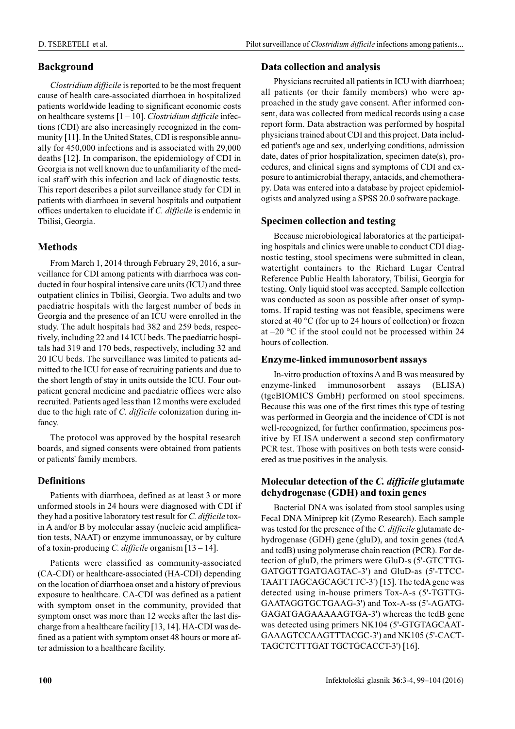## Background

*Clostridium difficile* is reported to be the most frequent cause of health care-associated diarrhoea in hospitalized patients worldwide leading to significant economic costs on healthcare systems [1 – 10]. *Clostridium difficile* infections (CDI) are also increasingly recognized in the community [11]. In the United States, CDI is responsible annually for 450,000 infections and is associated with 29,000 deaths [12]. In comparison, the epidemiology of CDI in Georgia is not well known due to unfamiliarity of the medical staff with this infection and lack of diagnostic tests. This report describes a pilot surveillance study for CDI in patients with diarrhoea in several hospitals and outpatient offices undertaken to elucidate if *C. difficile* is endemic in Tbilisi, Georgia.

## Methods

From March 1, 2014 through February 29, 2016, a surveillance for CDI among patients with diarrhoea was conducted in four hospital intensive care units (ICU) and three outpatient clinics in Tbilisi, Georgia. Two adults and two paediatric hospitals with the largest number of beds in Georgia and the presence of an ICU were enrolled in the study. The adult hospitals had 382 and 259 beds, respectively, including 22 and 14 ICU beds. The paediatric hospitals had 319 and 170 beds, respectively, including 32 and 20 ICU beds. The surveillance was limited to patients admitted to the ICU for ease of recruiting patients and due to the short length of stay in units outside the ICU. Four outpatient general medicine and paediatric offices were also recruited. Patients aged less than 12 months were excluded due to the high rate of *C. difficile* colonization during infancy.

The protocol was approved by the hospital research boards, and signed consents were obtained from patients or patients' family members.

### Definitions

Patients with diarrhoea, defined as at least 3 or more unformed stools in 24 hours were diagnosed with CDI if they had a positive laboratory test result for *C. difficile* toxin A and/or B by molecular assay (nucleic acid amplification tests, NAAT) or enzyme immunoassay, or by culture of a toxin-producing *C. difficile* organism [13 – 14].

Patients were classified as community-associated (CA-CDI) or healthcare-associated (HA-CDI) depending on the location of diarrhoea onset and a history of previous exposure to healthcare. CA-CDI was defined as a patient with symptom onset in the community, provided that symptom onset was more than 12 weeks after the last discharge from a healthcare facility [13, 14]. HA-CDI was defined as a patient with symptom onset 48 hours or more after admission to a healthcare facility.

### Data collection and analysis

Physicians recruited all patients in ICU with diarrhoea; all patients (or their family members) who were approached in the study gave consent. After informed consent, data was collected from medical records using a case report form. Data abstraction was performed by hospital physicians trained about CDI and this project. Data included patient's age and sex, underlying conditions, admission date, dates of prior hospitalization, specimen date(s), procedures, and clinical signs and symptoms of CDI and exposure to antimicrobial therapy, antacids, and chemotherapy. Data was entered into a database by project epidemiologists and analyzed using a SPSS 20.0 software package.

### Specimen collection and testing

Because microbiological laboratories at the participating hospitals and clinics were unable to conduct CDI diagnostic testing, stool specimens were submitted in clean, watertight containers to the Richard Lugar Central Reference Public Health laboratory, Tbilisi, Georgia for testing. Only liquid stool was accepted. Sample collection was conducted as soon as possible after onset of symptoms. If rapid testing was not feasible, specimens were stored at 40 °C (for up to 24 hours of collection) or frozen at –20 °C if the stool could not be processed within 24 hours of collection.

### Enzyme-linked immunosorbent assays

In-vitro production of toxins A and B was measured by enzyme-linked immunosorbent assays (ELISA) (tgcBIOMICS GmbH) performed on stool specimens. Because this was one of the first times this type of testing was performed in Georgia and the incidence of CDI is not well-recognized, for further confirmation, specimens positive by ELISA underwent a second step confirmatory PCR test. Those with positives on both tests were considered as true positives in the analysis.

### Molecular detection of the *C. difficile* glutamate dehydrogenase (GDH) and toxin genes

Bacterial DNA was isolated from stool samples using Fecal DNA Miniprep kit (Zymo Research). Each sample was tested for the presence of the *C. difficile* glutamate dehydrogenase (GDH) gene (gluD), and toxin genes (tcdA and tcdB) using polymerase chain reaction (PCR). For detection of gluD, the primers were GluD-s (5'-GTCTTGGATGGTTGATGAGTAC-3') and GluD-as (5'-TTCCTAATTTAGCAGCAGCTTC-3') [15]. The tcdA gene was detected using in-house primers Tox-A-s (5'-TGTTGGAATAGGTGCTGAAG-3') and Tox-A-ss (5'-AGATGGAGATGAGAAAAAGTGA-3') whereas the tcdB gene was detected using primers NK104 (5'-GTGTAGCAATGAAAGTCCAAGTTTACGC-3') and NK105 (5'-CACTTAGCTCTTTGAT TGCTGCACCT-3') [16].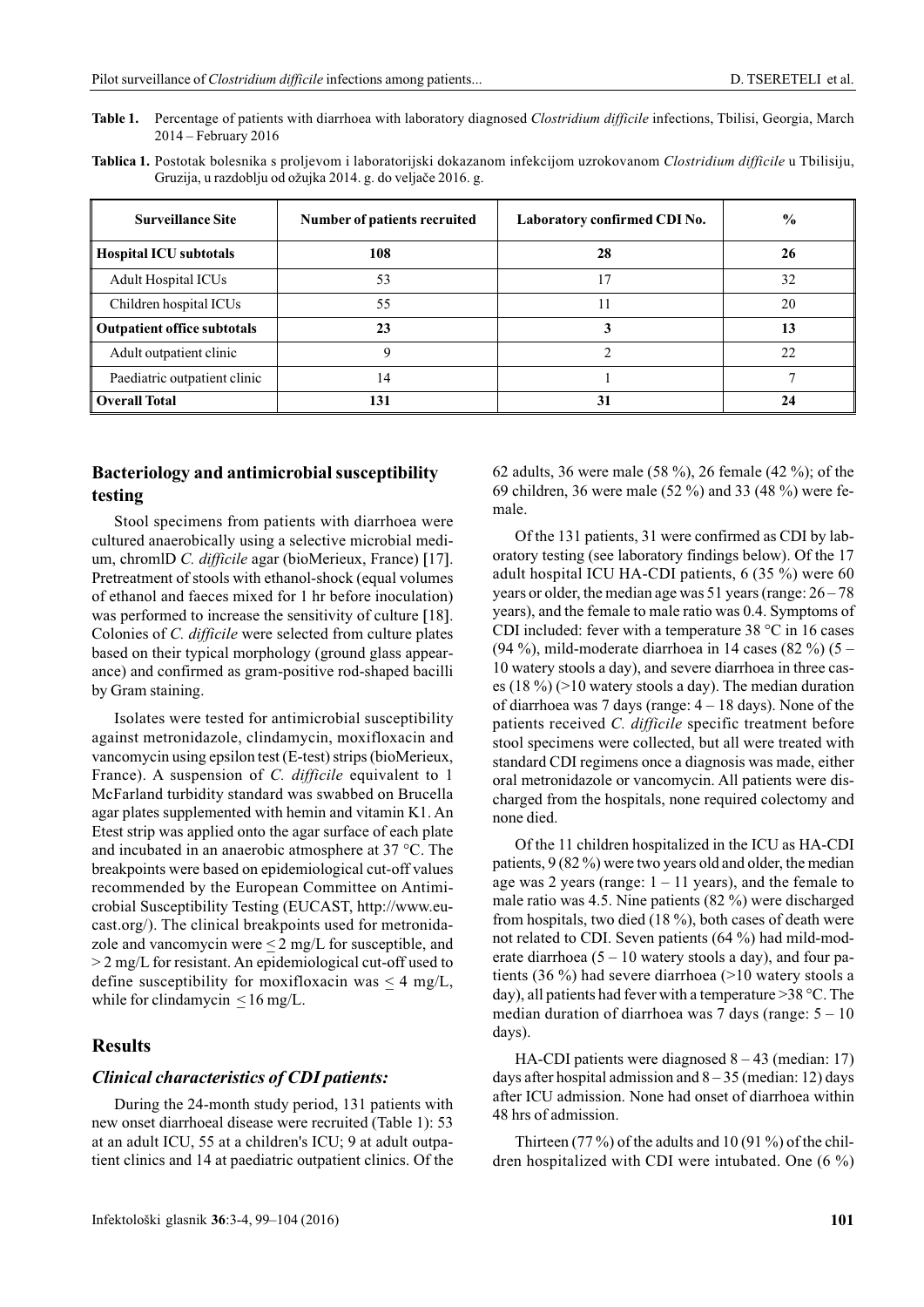**Table 1.** Percentage of patients with diarrhoea with laboratory diagnosed *Clostridium difficile* infections, Tbilisi, Georgia, March 2014 – February 2016

**Tablica 1.** Postotak bolesnika s proljevom i laboratorijski dokazanom infekcijom uzrokovanom *Clostridium difficile* u Tbilisiju, Gruzija, u razdoblju od ožujka 2014. g. do veljače 2016. g.

| Surveillance Site | Number of patients recruited | Laboratory confirmed CDI No. | % |
|---|---|---|---|
| **Hospital ICU subtotals** | **108** | **28** | **26** |
| Adult Hospital ICUs | 53 | 17 | 32 |
| Children hospital ICUs | 55 | 11 | 20 |
| **Outpatient office subtotals** | **23** | **3** | **13** |
| Adult outpatient clinic | 9 | 2 | 22 |
| Paediatric outpatient clinic | 14 | 1 | 7 |
| **Overall Total** | **131** | **31** | **24** |

## Bacteriology and antimicrobial susceptibility testing

Stool specimens from patients with diarrhoea were cultured anaerobically using a selective microbial medium, chromID *C. difficile* agar (bioMerieux, France) [17]. Pretreatment of stools with ethanol-shock (equal volumes of ethanol and faeces mixed for 1 hr before inoculation) was performed to increase the sensitivity of culture [18]. Colonies of *C. difficile* were selected from culture plates based on their typical morphology (ground glass appearance) and confirmed as gram-positive rod-shaped bacilli by Gram staining.

Isolates were tested for antimicrobial susceptibility against metronidazole, clindamycin, moxifloxacin and vancomycin using epsilon test (E-test) strips (bioMerieux, France). A suspension of *C. difficile* equivalent to 1 McFarland turbidity standard was swabbed on Brucella agar plates supplemented with hemin and vitamin K1. An Etest strip was applied onto the agar surface of each plate and incubated in an anaerobic atmosphere at 37 °C. The breakpoints were based on epidemiological cut-off values recommended by the European Committee on Antimicrobial Susceptibility Testing (EUCAST, http://www.eucast.org/). The clinical breakpoints used for metronidazole and vancomycin were $\leq 2$ mg/L for susceptible, and $> 2$ mg/L for resistant. An epidemiological cut-off used to define susceptibility for moxifloxacin was $\leq 4$ mg/L, while for clindamycin $\leq 16$ mg/L.

## Results

### *Clinical characteristics of CDI patients:*

During the 24-month study period, 131 patients with new onset diarrhoeal disease were recruited (Table 1): 53 at an adult ICU, 55 at a children's ICU; 9 at adult outpatient clinics and 14 at paediatric outpatient clinics. Of the 62 adults, 36 were male (58 %), 26 female (42 %); of the 69 children, 36 were male (52 %) and 33 (48 %) were female.

Of the 131 patients, 31 were confirmed as CDI by laboratory testing (see laboratory findings below). Of the 17 adult hospital ICU HA-CDI patients, 6 (35 %) were 60 years or older, the median age was 51 years (range: 26 – 78 years), and the female to male ratio was 0.4. Symptoms of CDI included: fever with a temperature 38 °C in 16 cases (94 %), mild-moderate diarrhoea in 14 cases (82 %) (5 – 10 watery stools a day), and severe diarrhoea in three cases (18 %) (>10 watery stools a day). The median duration of diarrhoea was 7 days (range: 4 – 18 days). None of the patients received *C. difficile* specific treatment before stool specimens were collected, but all were treated with standard CDI regimens once a diagnosis was made, either oral metronidazole or vancomycin. All patients were discharged from the hospitals, none required colectomy and none died.

Of the 11 children hospitalized in the ICU as HA-CDI patients, 9 (82 %) were two years old and older, the median age was 2 years (range: 1 – 11 years), and the female to male ratio was 4.5. Nine patients (82 %) were discharged from hospitals, two died (18 %), both cases of death were not related to CDI. Seven patients (64 %) had mild-moderate diarrhoea (5 – 10 watery stools a day), and four patients (36 %) had severe diarrhoea (>10 watery stools a day), all patients had fever with a temperature >38 °C. The median duration of diarrhoea was 7 days (range: 5 – 10 days).

HA-CDI patients were diagnosed 8 – 43 (median: 17) days after hospital admission and 8 – 35 (median: 12) days after ICU admission. None had onset of diarrhoea within 48 hrs of admission.

Thirteen (77 %) of the adults and 10 (91 %) of the children hospitalized with CDI were intubated. One (6 %)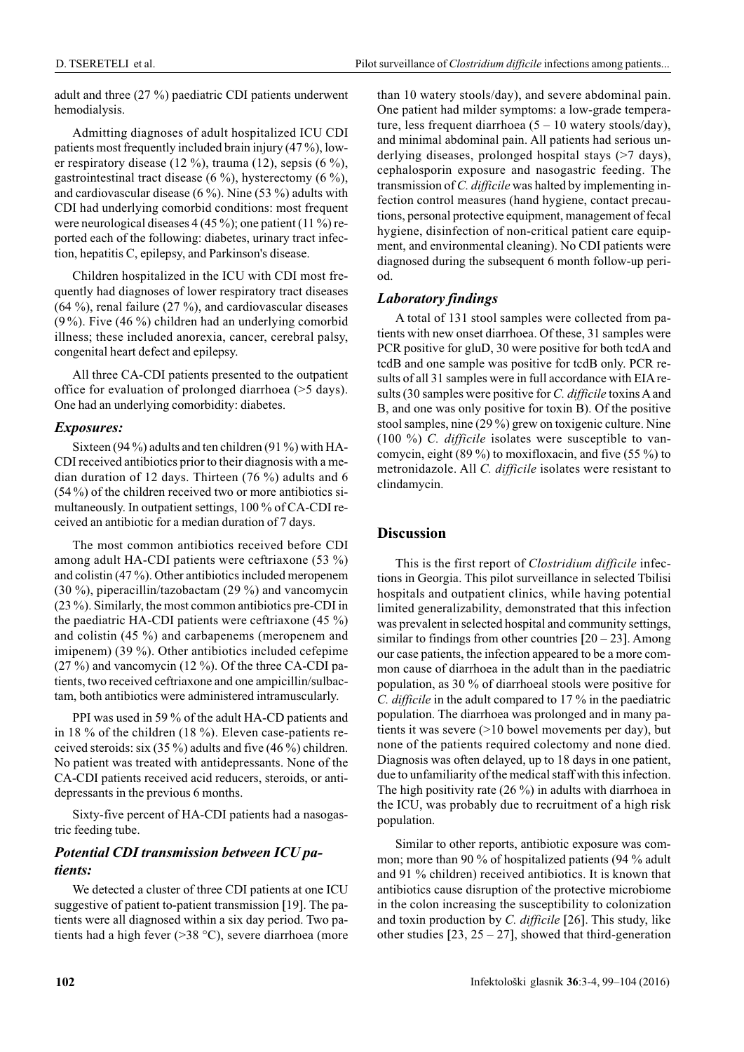adult and three (27 %) paediatric CDI patients underwent hemodialysis.

Admitting diagnoses of adult hospitalized ICU CDI patients most frequently included brain injury (47 %), lower respiratory disease (12 %), trauma (12), sepsis (6 %), gastrointestinal tract disease (6 %), hysterectomy (6 %), and cardiovascular disease (6 %). Nine (53 %) adults with CDI had underlying comorbid conditions: most frequent were neurological diseases 4 (45 %); one patient (11 %) reported each of the following: diabetes, urinary tract infection, hepatitis C, epilepsy, and Parkinson's disease.

Children hospitalized in the ICU with CDI most frequently had diagnoses of lower respiratory tract diseases (64 %), renal failure (27 %), and cardiovascular diseases (9 %). Five (46 %) children had an underlying comorbid illness; these included anorexia, cancer, cerebral palsy, congenital heart defect and epilepsy.

All three CA-CDI patients presented to the outpatient office for evaluation of prolonged diarrhoea (>5 days). One had an underlying comorbidity: diabetes.

### *Exposures:*

Sixteen (94 %) adults and ten children (91 %) with HA-CDI received antibiotics prior to their diagnosis with a median duration of 12 days. Thirteen (76 %) adults and 6 (54 %) of the children received two or more antibiotics simultaneously. In outpatient settings, 100 % of CA-CDI received an antibiotic for a median duration of 7 days.

The most common antibiotics received before CDI among adult HA-CDI patients were ceftriaxone (53 %) and colistin (47 %). Other antibiotics included meropenem (30 %), piperacillin/tazobactam (29 %) and vancomycin (23 %). Similarly, the most common antibiotics pre-CDI in the paediatric HA-CDI patients were ceftriaxone (45 %) and colistin (45 %) and carbapenems (meropenem and imipenem) (39 %). Other antibiotics included cefepime (27 %) and vancomycin (12 %). Of the three CA-CDI patients, two received ceftriaxone and one ampicillin/sulbactam, both antibiotics were administered intramuscularly.

PPI was used in 59 % of the adult HA-CD patients and in 18 % of the children (18 %). Eleven case-patients received steroids: six (35 %) adults and five (46 %) children. No patient was treated with antidepressants. None of the CA-CDI patients received acid reducers, steroids, or antidepressants in the previous 6 months.

Sixty-five percent of HA-CDI patients had a nasogastric feeding tube.

### *Potential CDI transmission between ICU patients:*

We detected a cluster of three CDI patients at one ICU suggestive of patient to-patient transmission [19]. The patients were all diagnosed within a six day period. Two patients had a high fever (>38 °C), severe diarrhoea (more than 10 watery stools/day), and severe abdominal pain. One patient had milder symptoms: a low-grade temperature, less frequent diarrhoea (5 – 10 watery stools/day), and minimal abdominal pain. All patients had serious underlying diseases, prolonged hospital stays (>7 days), cephalosporin exposure and nasogastric feeding. The transmission of *C. difficile* was halted by implementing infection control measures (hand hygiene, contact precautions, personal protective equipment, management of fecal hygiene, disinfection of non-critical patient care equipment, and environmental cleaning). No CDI patients were diagnosed during the subsequent 6 month follow-up period.

### *Laboratory findings*

A total of 131 stool samples were collected from patients with new onset diarrhoea. Of these, 31 samples were PCR positive for gluD, 30 were positive for both tcdA and tcdB and one sample was positive for tcdB only. PCR results of all 31 samples were in full accordance with EIA results (30 samples were positive for *C. difficile* toxins A and B, and one was only positive for toxin B). Of the positive stool samples, nine (29 %) grew on toxigenic culture. Nine (100 %) *C. difficile* isolates were susceptible to vancomycin, eight (89 %) to moxifloxacin, and five (55 %) to metronidazole. All *C. difficile* isolates were resistant to clindamycin.

## Discussion

This is the first report of *Clostridium difficile* infections in Georgia. This pilot surveillance in selected Tbilisi hospitals and outpatient clinics, while having potential limited generalizability, demonstrated that this infection was prevalent in selected hospital and community settings, similar to findings from other countries [20 – 23]. Among our case patients, the infection appeared to be a more common cause of diarrhoea in the adult than in the paediatric population, as 30 % of diarrhoeal stools were positive for *C. difficile* in the adult compared to 17 % in the paediatric population. The diarrhoea was prolonged and in many patients it was severe (>10 bowel movements per day), but none of the patients required colectomy and none died. Diagnosis was often delayed, up to 18 days in one patient, due to unfamiliarity of the medical staff with this infection. The high positivity rate (26 %) in adults with diarrhoea in the ICU, was probably due to recruitment of a high risk population.

Similar to other reports, antibiotic exposure was common; more than 90 % of hospitalized patients (94 % adult and 91 % children) received antibiotics. It is known that antibiotics cause disruption of the protective microbiome in the colon increasing the susceptibility to colonization and toxin production by *C. difficile* [26]. This study, like other studies [23, 25 – 27], showed that third-generation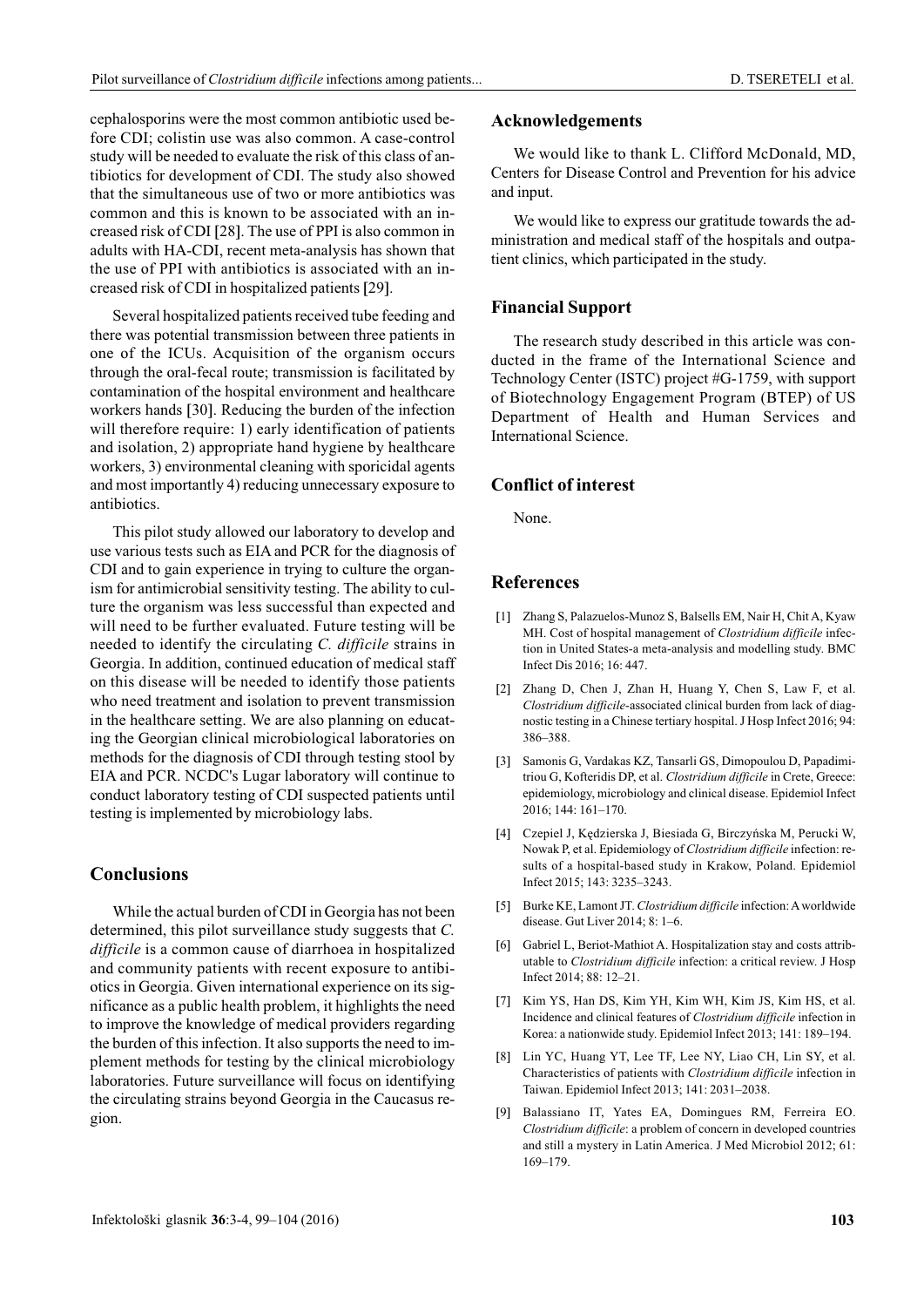cephalosporins were the most common antibiotic used before CDI; colistin use was also common. A case-control study will be needed to evaluate the risk of this class of antibiotics for development of CDI. The study also showed that the simultaneous use of two or more antibiotics was common and this is known to be associated with an increased risk of CDI [28]. The use of PPI is also common in adults with HA-CDI, recent meta-analysis has shown that the use of PPI with antibiotics is associated with an increased risk of CDI in hospitalized patients [29].

Several hospitalized patients received tube feeding and there was potential transmission between three patients in one of the ICUs. Acquisition of the organism occurs through the oral-fecal route; transmission is facilitated by contamination of the hospital environment and healthcare workers hands [30]. Reducing the burden of the infection will therefore require: 1) early identification of patients and isolation, 2) appropriate hand hygiene by healthcare workers, 3) environmental cleaning with sporicidal agents and most importantly 4) reducing unnecessary exposure to antibiotics.

This pilot study allowed our laboratory to develop and use various tests such as EIA and PCR for the diagnosis of CDI and to gain experience in trying to culture the organism for antimicrobial sensitivity testing. The ability to culture the organism was less successful than expected and will need to be further evaluated. Future testing will be needed to identify the circulating *C. difficile* strains in Georgia. In addition, continued education of medical staff on this disease will be needed to identify those patients who need treatment and isolation to prevent transmission in the healthcare setting. We are also planning on educating the Georgian clinical microbiological laboratories on methods for the diagnosis of CDI through testing stool by EIA and PCR. NCDC's Lugar laboratory will continue to conduct laboratory testing of CDI suspected patients until testing is implemented by microbiology labs.

## Conclusions

While the actual burden of CDI in Georgia has not been determined, this pilot surveillance study suggests that *C. difficile* is a common cause of diarrhoea in hospitalized and community patients with recent exposure to antibiotics in Georgia. Given international experience on its significance as a public health problem, it highlights the need to improve the knowledge of medical providers regarding the burden of this infection. It also supports the need to implement methods for testing by the clinical microbiology laboratories. Future surveillance will focus on identifying the circulating strains beyond Georgia in the Caucasus region.

## Acknowledgements

We would like to thank L. Clifford McDonald, MD, Centers for Disease Control and Prevention for his advice and input.

We would like to express our gratitude towards the administration and medical staff of the hospitals and outpatient clinics, which participated in the study.

## Financial Support

The research study described in this article was conducted in the frame of the International Science and Technology Center (ISTC) project #G-1759, with support of Biotechnology Engagement Program (BTEP) of US Department of Health and Human Services and International Science.

## Conflict of interest

None.

## References

[1] Zhang S, Palazuelos-Munoz S, Balsells EM, Nair H, Chit A, Kyaw MH. Cost of hospital management of *Clostridium difficile* infection in United States-a meta-analysis and modelling study. BMC Infect Dis 2016; 16: 447.

[2] Zhang D, Chen J, Zhan H, Huang Y, Chen S, Law F, et al. *Clostridium difficile*-associated clinical burden from lack of diagnostic testing in a Chinese tertiary hospital. J Hosp Infect 2016; 94: 386–388.

[3] Samonis G, Vardakas KZ, Tansarli GS, Dimopoulou D, Papadimitriou G, Kofteridis DP, et al. *Clostridium difficile* in Crete, Greece: epidemiology, microbiology and clinical disease. Epidemiol Infect 2016; 144: 161–170.

[4] Czepiel J, Kędzierska J, Biesiada G, Birczyńska M, Perucki W, Nowak P, et al. Epidemiology of *Clostridium difficile* infection: results of a hospital-based study in Krakow, Poland. Epidemiol Infect 2015; 143: 3235–3243.

[5] Burke KE, Lamont JT. *Clostridium difficile* infection: A worldwide disease. Gut Liver 2014; 8: 1–6.

[6] Gabriel L, Beriot-Mathiot A. Hospitalization stay and costs attributable to *Clostridium difficile* infection: a critical review. J Hosp Infect 2014; 88: 12–21.

[7] Kim YS, Han DS, Kim YH, Kim WH, Kim JS, Kim HS, et al. Incidence and clinical features of *Clostridium difficile* infection in Korea: a nationwide study. Epidemiol Infect 2013; 141: 189–194.

[8] Lin YC, Huang YT, Lee TF, Lee NY, Liao CH, Lin SY, et al. Characteristics of patients with *Clostridium difficile* infection in Taiwan. Epidemiol Infect 2013; 141: 2031–2038.

[9] Balassiano IT, Yates EA, Domingues RM, Ferreira EO. *Clostridium difficile*: a problem of concern in developed countries and still a mystery in Latin America. J Med Microbiol 2012; 61: 169–179.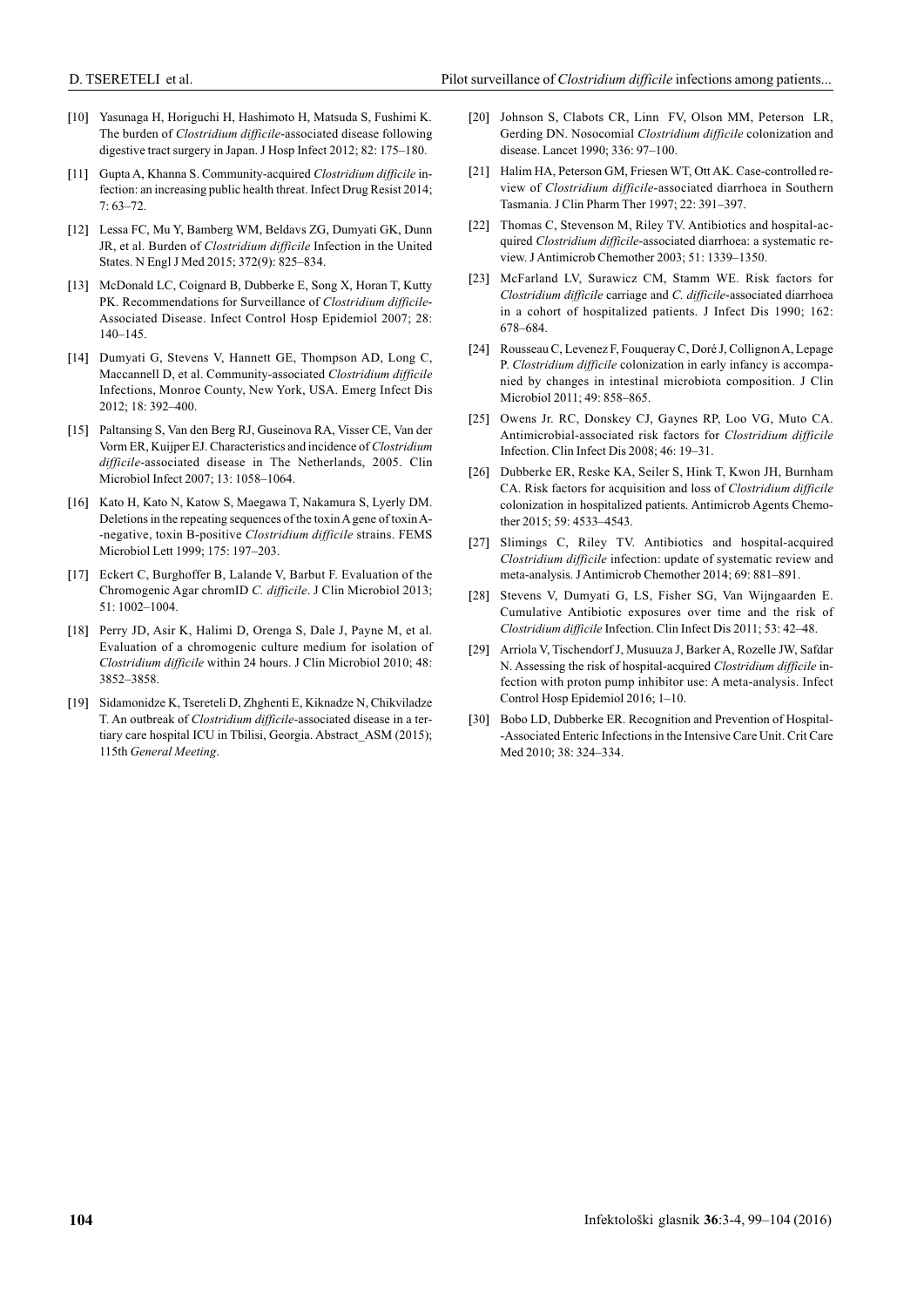[10] Yasunaga H, Horiguchi H, Hashimoto H, Matsuda S, Fushimi K. The burden of *Clostridium difficile*-associated disease following digestive tract surgery in Japan. J Hosp Infect 2012; 82: 175–180.

[11] Gupta A, Khanna S. Community-acquired *Clostridium difficile* infection: an increasing public health threat. Infect Drug Resist 2014; 7: 63–72.

[12] Lessa FC, Mu Y, Bamberg WM, Beldavs ZG, Dumyati GK, Dunn JR, et al. Burden of *Clostridium difficile* Infection in the United States. N Engl J Med 2015; 372(9): 825–834.

[13] McDonald LC, Coignard B, Dubberke E, Song X, Horan T, Kutty PK. Recommendations for Surveillance of *Clostridium difficile*-Associated Disease. Infect Control Hosp Epidemiol 2007; 28: 140–145.

[14] Dumyati G, Stevens V, Hannett GE, Thompson AD, Long C, Maccannell D, et al. Community-associated *Clostridium difficile* Infections, Monroe County, New York, USA. Emerg Infect Dis 2012; 18: 392–400.

[15] Paltansing S, Van den Berg RJ, Guseinova RA, Visser CE, Van der Vorm ER, Kuijper EJ. Characteristics and incidence of *Clostridium difficile*-associated disease in The Netherlands, 2005. Clin Microbiol Infect 2007; 13: 1058–1064.

[16] Kato H, Kato N, Katow S, Maegawa T, Nakamura S, Lyerly DM. Deletions in the repeating sequences of the toxin A gene of toxin A--negative, toxin B-positive *Clostridium difficile* strains. FEMS Microbiol Lett 1999; 175: 197–203.

[17] Eckert C, Burghoffer B, Lalande V, Barbut F. Evaluation of the Chromogenic Agar chromID *C. difficile*. J Clin Microbiol 2013; 51: 1002–1004.

[18] Perry JD, Asir K, Halimi D, Orenga S, Dale J, Payne M, et al. Evaluation of a chromogenic culture medium for isolation of *Clostridium difficile* within 24 hours. J Clin Microbiol 2010; 48: 3852–3858.

[19] Sidamonidze K, Tsereteli D, Zhghenti E, Kiknadze N, Chikviladze T. An outbreak of *Clostridium difficile*-associated disease in a tertiary care hospital ICU in Tbilisi, Georgia. Abstract_ASM (2015); 115th *General Meeting*.

[20] Johnson S, Clabots CR, Linn FV, Olson MM, Peterson LR, Gerding DN. Nosocomial *Clostridium difficile* colonization and disease. Lancet 1990; 336: 97–100.

[21] Halim HA, Peterson GM, Friesen WT, Ott AK. Case-controlled review of *Clostridium difficile*-associated diarrhoea in Southern Tasmania. J Clin Pharm Ther 1997; 22: 391–397.

[22] Thomas C, Stevenson M, Riley TV. Antibiotics and hospital-acquired *Clostridium difficile*-associated diarrhoea: a systematic review. J Antimicrob Chemother 2003; 51: 1339–1350.

[23] McFarland LV, Surawicz CM, Stamm WE. Risk factors for *Clostridium difficile* carriage and *C. difficile*-associated diarrhoea in a cohort of hospitalized patients. J Infect Dis 1990; 162: 678–684.

[24] Rousseau C, Levenez F, Fouqueray C, Doré J, Collignon A, Lepage P. *Clostridium difficile* colonization in early infancy is accompanied by changes in intestinal microbiota composition. J Clin Microbiol 2011; 49: 858–865.

[25] Owens Jr. RC, Donskey CJ, Gaynes RP, Loo VG, Muto CA. Antimicrobial-associated risk factors for *Clostridium difficile* Infection. Clin Infect Dis 2008; 46: 19–31.

[26] Dubberke ER, Reske KA, Seiler S, Hink T, Kwon JH, Burnham CA. Risk factors for acquisition and loss of *Clostridium difficile* colonization in hospitalized patients. Antimicrob Agents Chemother 2015; 59: 4533–4543.

[27] Slimings C, Riley TV. Antibiotics and hospital-acquired *Clostridium difficile* infection: update of systematic review and meta-analysis. J Antimicrob Chemother 2014; 69: 881–891.

[28] Stevens V, Dumyati G, LS, Fisher SG, Van Wijngaarden E. Cumulative Antibiotic exposures over time and the risk of *Clostridium difficile* Infection. Clin Infect Dis 2011; 53: 42–48.

[29] Arriola V, Tischendorf J, Musuuza J, Barker A, Rozelle JW, Safdar N. Assessing the risk of hospital-acquired *Clostridium difficile* infection with proton pump inhibitor use: A meta-analysis. Infect Control Hosp Epidemiol 2016; 1–10.

[30] Bobo LD, Dubberke ER. Recognition and Prevention of Hospital--Associated Enteric Infections in the Intensive Care Unit. Crit Care Med 2010; 38: 324–334.